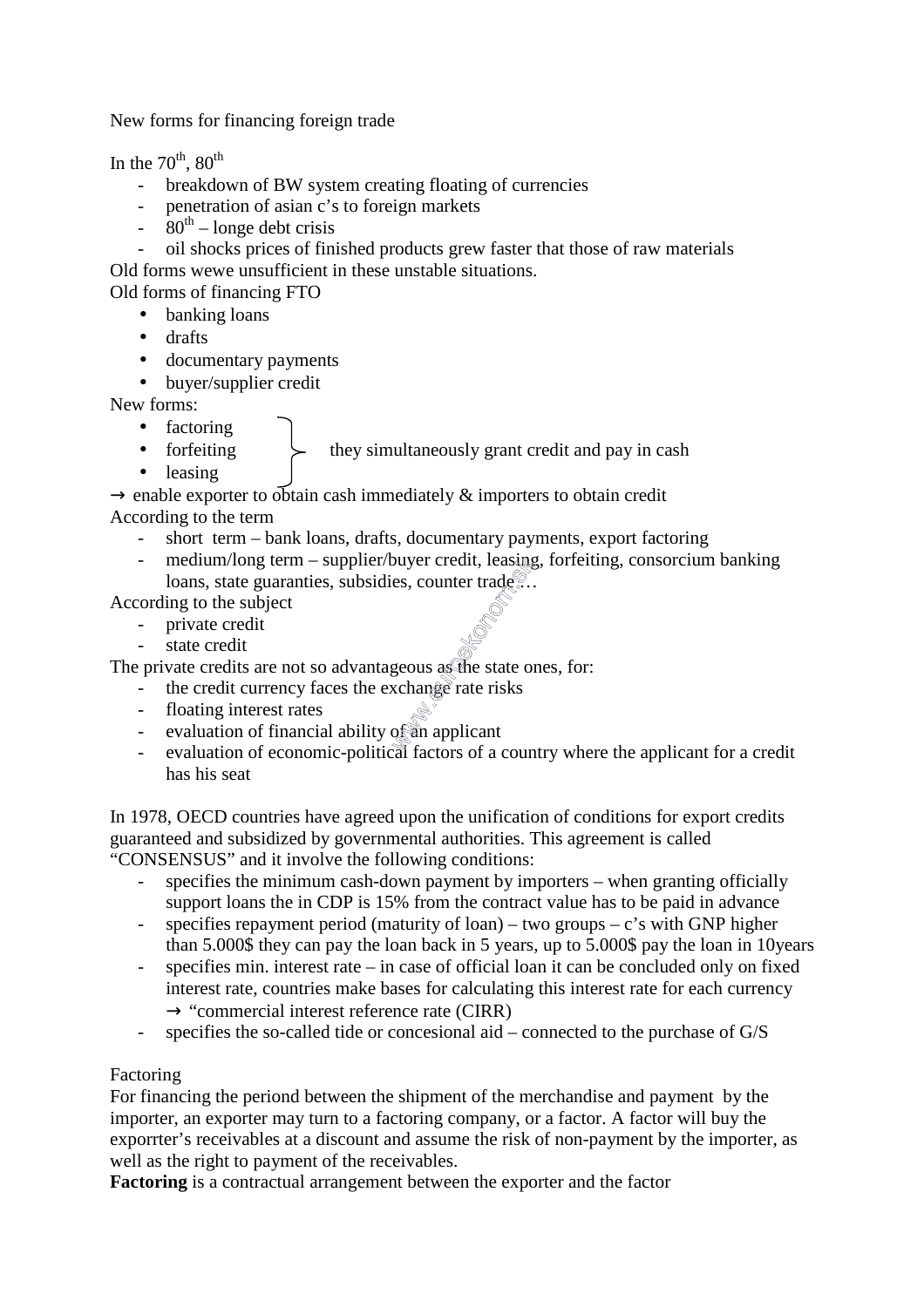New forms for financing foreign trade

In the 70$^{th}$, 80$^{th}$

- breakdown of BW system creating floating of currencies
- penetration of asian c's to foreign markets
- 80$^{th}$ – longe debt crisis
- oil shocks prices of finished products grew faster that those of raw materials

Old forms wewe unsufficient in these unstable situations.

Old forms of financing FTO

- banking loans
- drafts
- documentary payments
- buyer/supplier credit

New forms:

- factoring
- forfeiting — they simultaneously grant credit and pay in cash
- leasing

→ enable exporter to obtain cash immediately & importers to obtain credit

According to the term

- short term – bank loans, drafts, documentary payments, export factoring
- medium/long term – supplier/buyer credit, leasing, forfeiting, consorcium banking loans, state guaranties, subsidies, counter trade…

According to the subject

- private credit
- state credit

The private credits are not so advantageous as the state ones, for:

- the credit currency faces the exchange rate risks
- floating interest rates
- evaluation of financial ability of an applicant
- evaluation of economic-political factors of a country where the applicant for a credit has his seat

In 1978, OECD countries have agreed upon the unification of conditions for export credits guaranteed and subsidized by governmental authorities. This agreement is called "CONSENSUS" and it involve the following conditions:

- specifies the minimum cash-down payment by importers – when granting officially support loans the in CDP is 15% from the contract value has to be paid in advance
- specifies repayment period (maturity of loan) – two groups – c's with GNP higher than 5.000$ they can pay the loan back in 5 years, up to 5.000$ pay the loan in 10years
- specifies min. interest rate – in case of official loan it can be concluded only on fixed interest rate, countries make bases for calculating this interest rate for each currency → "commercial interest reference rate (CIRR)
- specifies the so-called tide or concesional aid – connected to the purchase of G/S

Factoring

For financing the periond between the shipment of the merchandise and payment by the importer, an exporter may turn to a factoring company, or a factor. A factor will buy the exporrter's receivables at a discount and assume the risk of non-payment by the importer, as well as the right to payment of the receivables.

**Factoring** is a contractual arrangement between the exporter and the factor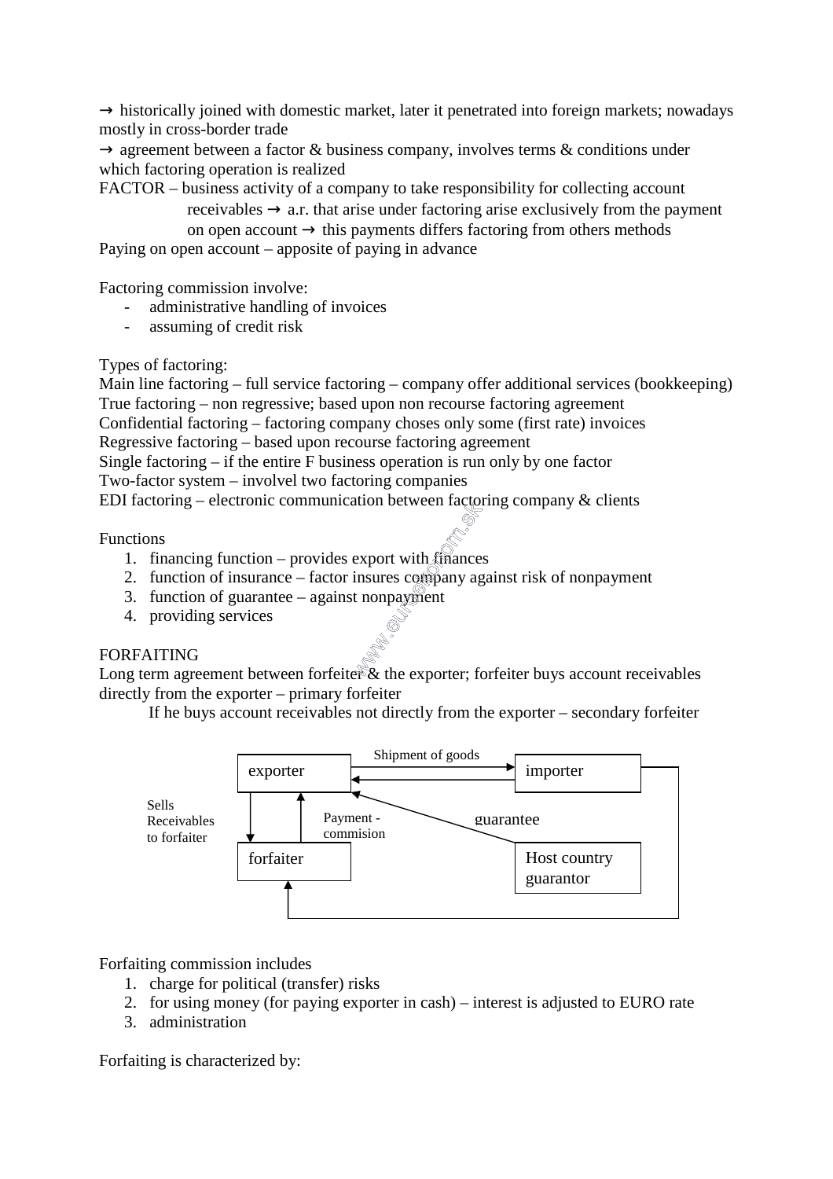→ historically joined with domestic market, later it penetrated into foreign markets; nowadays mostly in cross-border trade

→ agreement between a factor & business company, involves terms & conditions under which factoring operation is realized

FACTOR – business activity of a company to take responsibility for collecting account receivables → a.r. that arise under factoring arise exclusively from the payment on open account → this payments differs factoring from others methods

Paying on open account – apposite of paying in advance

Factoring commission involve:

- administrative handling of invoices
- assuming of credit risk

Types of factoring:

Main line factoring – full service factoring – company offer additional services (bookkeeping)

True factoring – non regressive; based upon non recourse factoring agreement

Confidential factoring – factoring company choses only some (first rate) invoices

Regressive factoring – based upon recourse factoring agreement

Single factoring – if the entire F business operation is run only by one factor

Two-factor system – involvel two factoring companies

EDI factoring – electronic communication between factoring company & clients

Functions

1. financing function – provides export with finances
2. function of insurance – factor insures company against risk of nonpayment
3. function of guarantee – against nonpayment
4. providing services

FORFAITING

Long term agreement between forfeiter & the exporter; forfeiter buys account receivables directly from the exporter – primary forfeiter

If he buys account receivables not directly from the exporter – secondary forfeiter

exporter — Shipment of goods → importer

Sells Receivables to forfaiter

Payment - commision

guarantee

forfaiter

Host country guarantor

Forfaiting commission includes

1. charge for political (transfer) risks
2. for using money (for paying exporter in cash) – interest is adjusted to EURO rate
3. administration

Forfaiting is characterized by: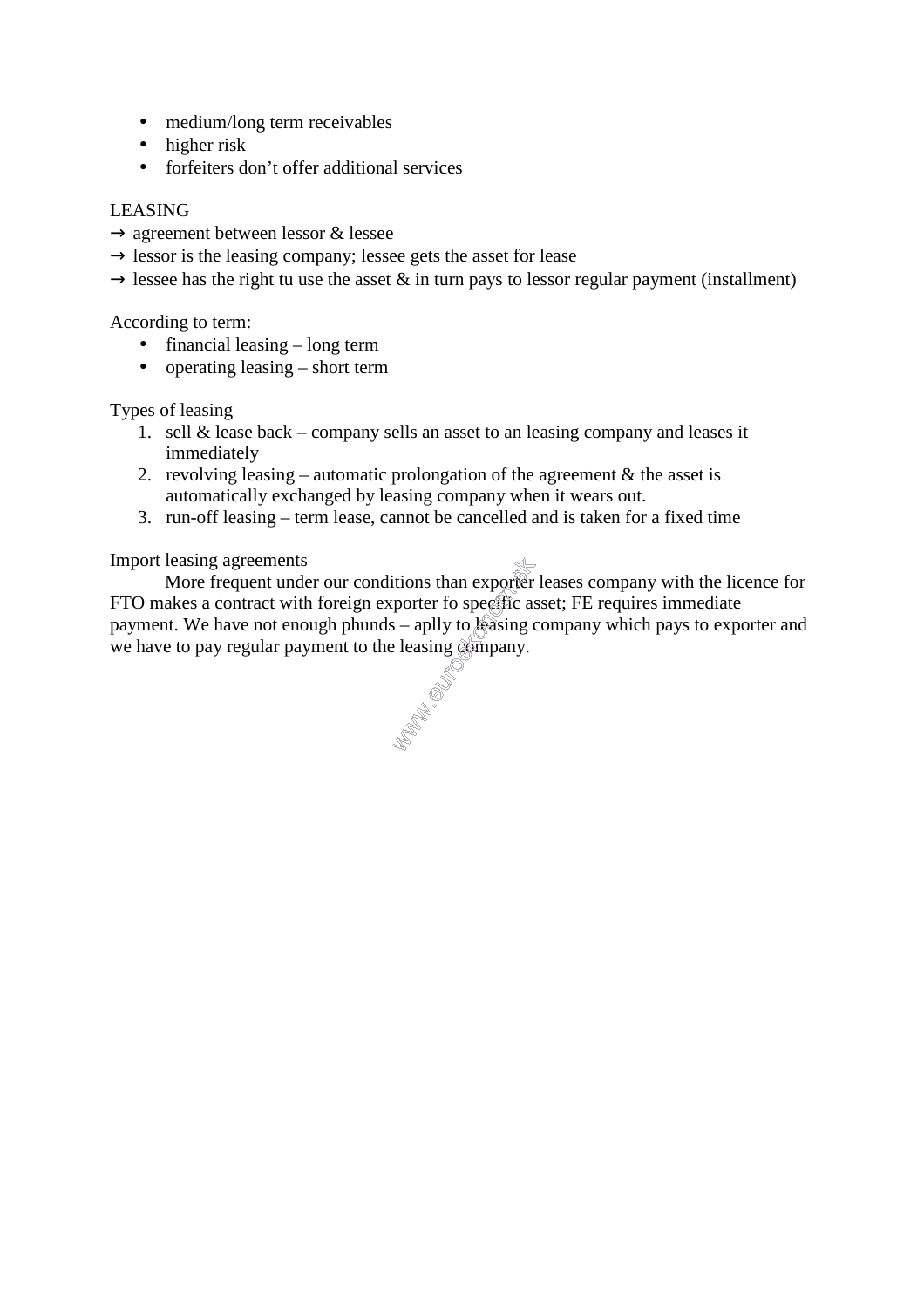- medium/long term receivables
- higher risk
- forfeiters don't offer additional services

LEASING

→ agreement between lessor & lessee
→ lessor is the leasing company; lessee gets the asset for lease
→ lessee has the right tu use the asset & in turn pays to lessor regular payment (installment)

According to term:

- financial leasing – long term
- operating leasing – short term

Types of leasing

1. sell & lease back – company sells an asset to an leasing company and leases it immediately
2. revolving leasing – automatic prolongation of the agreement & the asset is automatically exchanged by leasing company when it wears out.
3. run-off leasing – term lease, cannot be cancelled and is taken for a fixed time

Import leasing agreements

More frequent under our conditions than exporter leases company with the licence for FTO makes a contract with foreign exporter fo specific asset; FE requires immediate payment. We have not enough phunds – aplly to leasing company which pays to exporter and we have to pay regular payment to the leasing company.